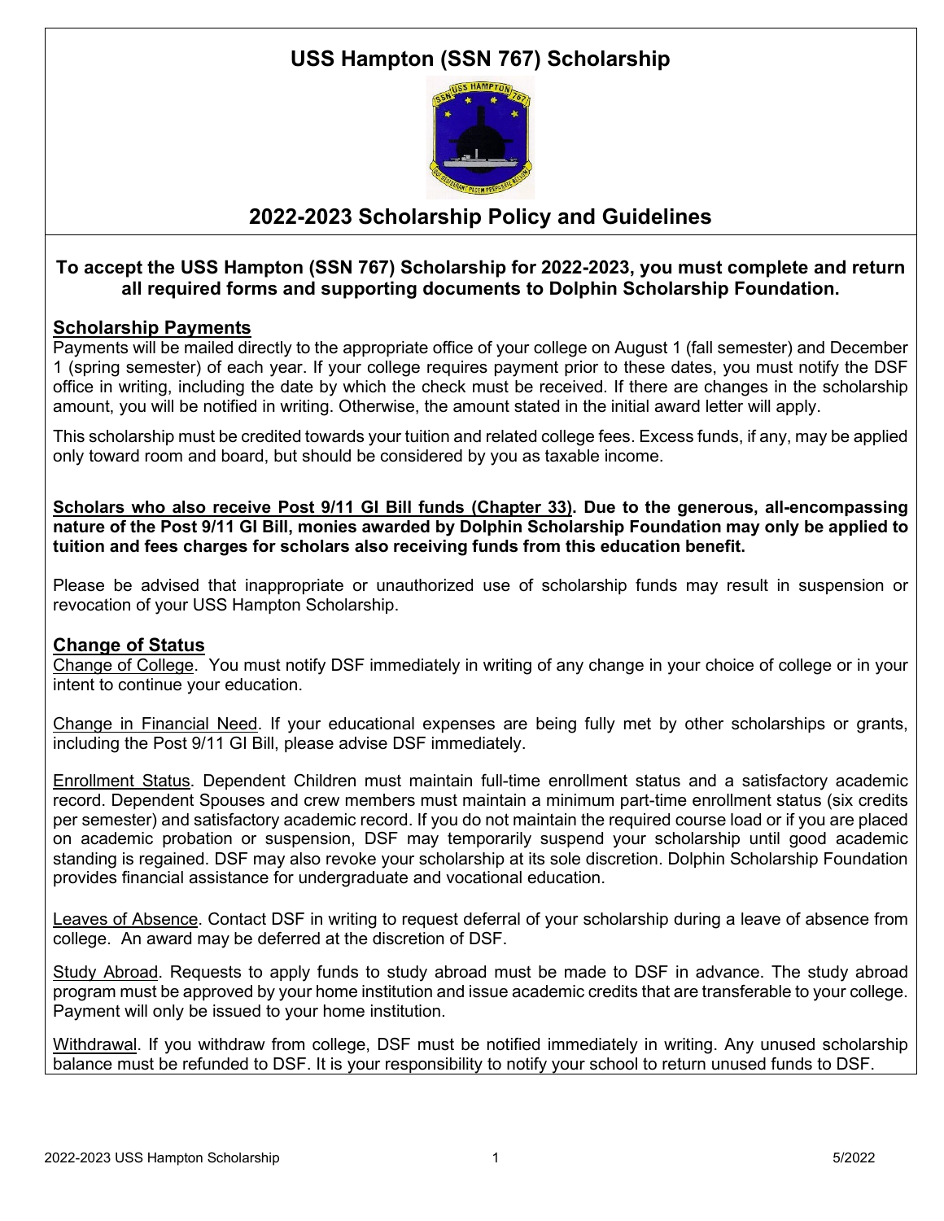# USS Hampton (SSN 767) Scholarship

## 2022-2023 Scholarship Policy and Guidelines

**To accept the USS Hampton (SSN 767) Scholarship for 2022-2023, you must complete and return all required forms and supporting documents to Dolphin Scholarship Foundation.**

### Scholarship Payments

Payments will be mailed directly to the appropriate office of your college on August 1 (fall semester) and December 1 (spring semester) of each year. If your college requires payment prior to these dates, you must notify the DSF office in writing, including the date by which the check must be received. If there are changes in the scholarship amount, you will be notified in writing. Otherwise, the amount stated in the initial award letter will apply.

This scholarship must be credited towards your tuition and related college fees. Excess funds, if any, may be applied only toward room and board, but should be considered by you as taxable income.

**Scholars who also receive Post 9/11 GI Bill funds (Chapter 33). Due to the generous, all-encompassing nature of the Post 9/11 GI Bill, monies awarded by Dolphin Scholarship Foundation may only be applied to tuition and fees charges for scholars also receiving funds from this education benefit.**

Please be advised that inappropriate or unauthorized use of scholarship funds may result in suspension or revocation of your USS Hampton Scholarship.

### Change of Status

Change of College. You must notify DSF immediately in writing of any change in your choice of college or in your intent to continue your education.

Change in Financial Need. If your educational expenses are being fully met by other scholarships or grants, including the Post 9/11 GI Bill, please advise DSF immediately.

Enrollment Status. Dependent Children must maintain full-time enrollment status and a satisfactory academic record. Dependent Spouses and crew members must maintain a minimum part-time enrollment status (six credits per semester) and satisfactory academic record. If you do not maintain the required course load or if you are placed on academic probation or suspension, DSF may temporarily suspend your scholarship until good academic standing is regained. DSF may also revoke your scholarship at its sole discretion. Dolphin Scholarship Foundation provides financial assistance for undergraduate and vocational education.

Leaves of Absence. Contact DSF in writing to request deferral of your scholarship during a leave of absence from college. An award may be deferred at the discretion of DSF.

Study Abroad. Requests to apply funds to study abroad must be made to DSF in advance. The study abroad program must be approved by your home institution and issue academic credits that are transferable to your college. Payment will only be issued to your home institution.

Withdrawal. If you withdraw from college, DSF must be notified immediately in writing. Any unused scholarship balance must be refunded to DSF. It is your responsibility to notify your school to return unused funds to DSF.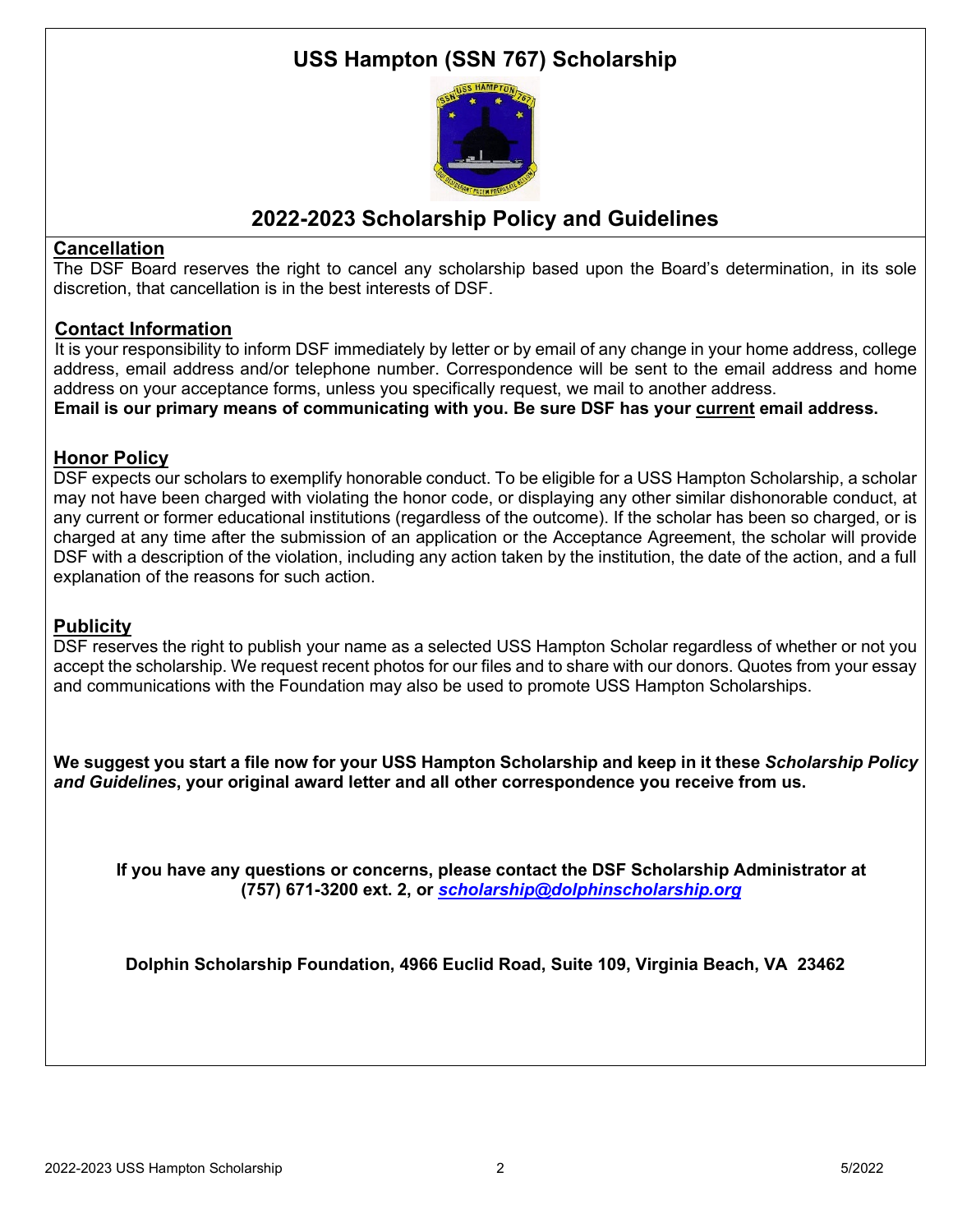# USS Hampton (SSN 767) Scholarship

## 2022-2023 Scholarship Policy and Guidelines

### Cancellation

The DSF Board reserves the right to cancel any scholarship based upon the Board's determination, in its sole discretion, that cancellation is in the best interests of DSF.

### Contact Information

It is your responsibility to inform DSF immediately by letter or by email of any change in your home address, college address, email address and/or telephone number. Correspondence will be sent to the email address and home address on your acceptance forms, unless you specifically request, we mail to another address.

**Email is our primary means of communicating with you. Be sure DSF has your current email address.**

### Honor Policy

DSF expects our scholars to exemplify honorable conduct. To be eligible for a USS Hampton Scholarship, a scholar may not have been charged with violating the honor code, or displaying any other similar dishonorable conduct, at any current or former educational institutions (regardless of the outcome). If the scholar has been so charged, or is charged at any time after the submission of an application or the Acceptance Agreement, the scholar will provide DSF with a description of the violation, including any action taken by the institution, the date of the action, and a full explanation of the reasons for such action.

### Publicity

DSF reserves the right to publish your name as a selected USS Hampton Scholar regardless of whether or not you accept the scholarship. We request recent photos for our files and to share with our donors. Quotes from your essay and communications with the Foundation may also be used to promote USS Hampton Scholarships.

**We suggest you start a file now for your USS Hampton Scholarship and keep in it these *Scholarship Policy and Guidelines*, your original award letter and all other correspondence you receive from us.**

**If you have any questions or concerns, please contact the DSF Scholarship Administrator at (757) 671-3200 ext. 2, or *scholarship@dolphinscholarship.org***

**Dolphin Scholarship Foundation, 4966 Euclid Road, Suite 109, Virginia Beach, VA 23462**